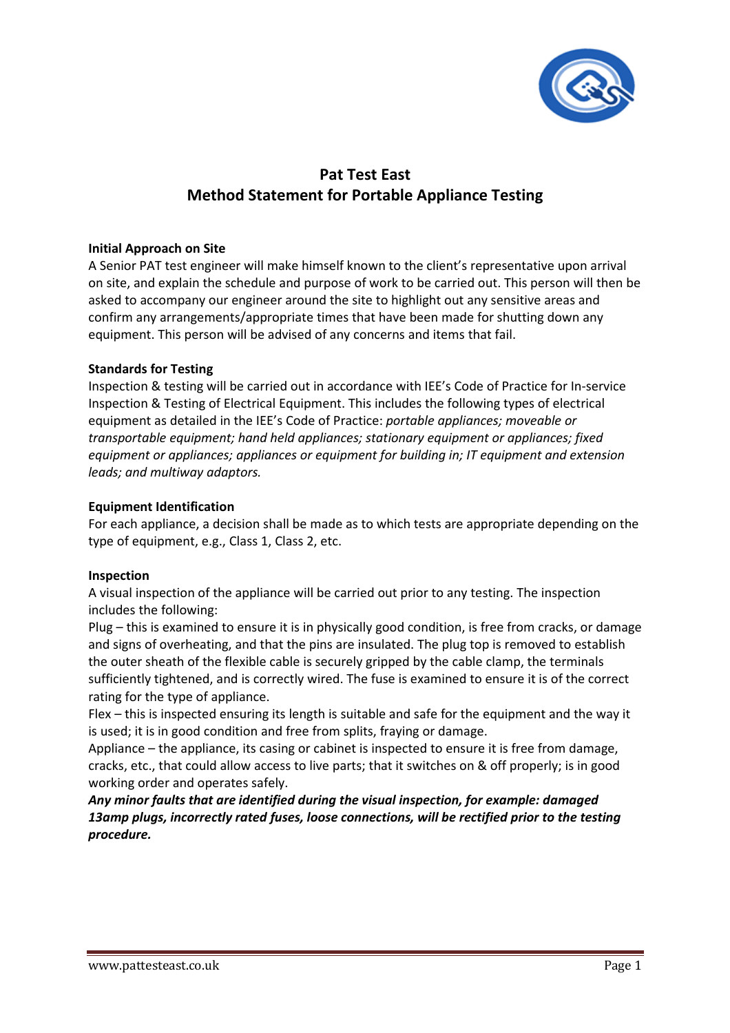# Pat Test East
## Method Statement for Portable Appliance Testing

**Initial Approach on Site**

A Senior PAT test engineer will make himself known to the client's representative upon arrival on site, and explain the schedule and purpose of work to be carried out. This person will then be asked to accompany our engineer around the site to highlight out any sensitive areas and confirm any arrangements/appropriate times that have been made for shutting down any equipment. This person will be advised of any concerns and items that fail.

**Standards for Testing**

Inspection & testing will be carried out in accordance with IEE's Code of Practice for In-service Inspection & Testing of Electrical Equipment. This includes the following types of electrical equipment as detailed in the IEE's Code of Practice: *portable appliances; moveable or transportable equipment; hand held appliances; stationary equipment or appliances; fixed equipment or appliances; appliances or equipment for building in; IT equipment and extension leads; and multiway adaptors.*

**Equipment Identification**

For each appliance, a decision shall be made as to which tests are appropriate depending on the type of equipment, e.g., Class 1, Class 2, etc.

**Inspection**

A visual inspection of the appliance will be carried out prior to any testing. The inspection includes the following:

Plug – this is examined to ensure it is in physically good condition, is free from cracks, or damage and signs of overheating, and that the pins are insulated. The plug top is removed to establish the outer sheath of the flexible cable is securely gripped by the cable clamp, the terminals sufficiently tightened, and is correctly wired. The fuse is examined to ensure it is of the correct rating for the type of appliance.

Flex – this is inspected ensuring its length is suitable and safe for the equipment and the way it is used; it is in good condition and free from splits, fraying or damage.

Appliance – the appliance, its casing or cabinet is inspected to ensure it is free from damage, cracks, etc., that could allow access to live parts; that it switches on & off properly; is in good working order and operates safely.

***Any minor faults that are identified during the visual inspection, for example: damaged 13amp plugs, incorrectly rated fuses, loose connections, will be rectified prior to the testing procedure.***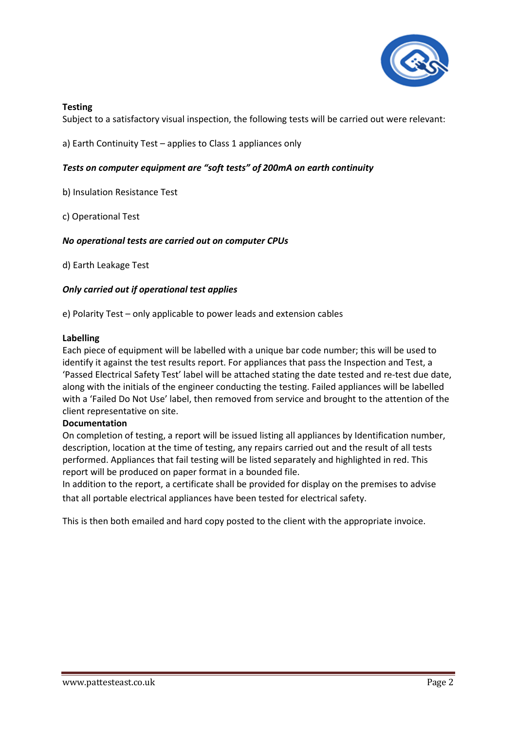**Testing**

Subject to a satisfactory visual inspection, the following tests will be carried out were relevant:

a) Earth Continuity Test – applies to Class 1 appliances only

***Tests on computer equipment are "soft tests" of 200mA on earth continuity***

b) Insulation Resistance Test

c) Operational Test

***No operational tests are carried out on computer CPUs***

d) Earth Leakage Test

***Only carried out if operational test applies***

e) Polarity Test – only applicable to power leads and extension cables

**Labelling**

Each piece of equipment will be labelled with a unique bar code number; this will be used to identify it against the test results report. For appliances that pass the Inspection and Test, a 'Passed Electrical Safety Test' label will be attached stating the date tested and re-test due date, along with the initials of the engineer conducting the testing. Failed appliances will be labelled with a 'Failed Do Not Use' label, then removed from service and brought to the attention of the client representative on site.

**Documentation**

On completion of testing, a report will be issued listing all appliances by Identification number, description, location at the time of testing, any repairs carried out and the result of all tests performed. Appliances that fail testing will be listed separately and highlighted in red. This report will be produced on paper format in a bounded file.

In addition to the report, a certificate shall be provided for display on the premises to advise that all portable electrical appliances have been tested for electrical safety.

This is then both emailed and hard copy posted to the client with the appropriate invoice.